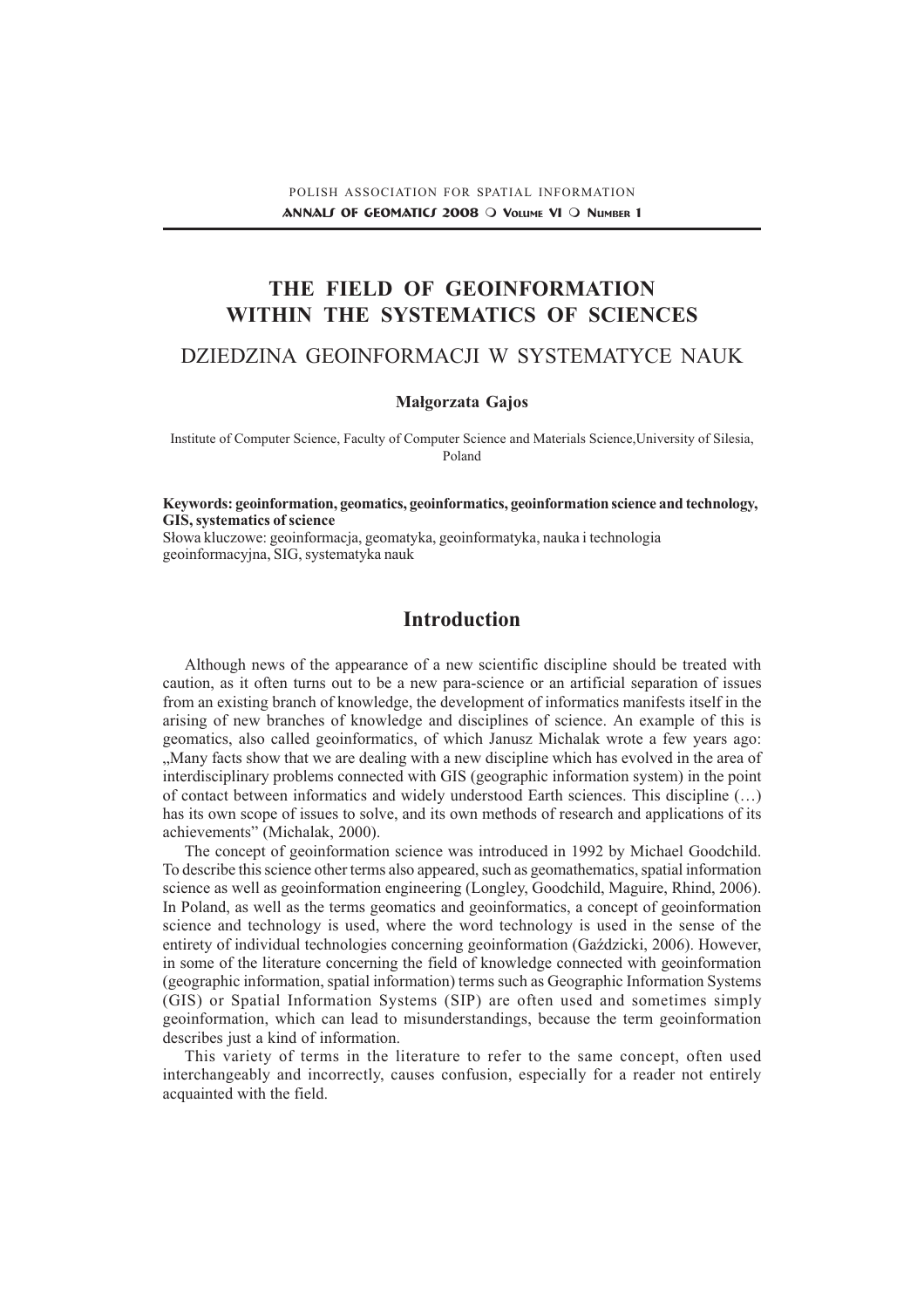# THE FIELD OF GEOINFORMATION WITHIN THE SYSTEMATICS OF SCIENCES

## DZIEDZINA GEOINFORMACJI W SYSTEMATYCE NAUK

**Małgorzata Gajos**

Institute of Computer Science, Faculty of Computer Science and Materials Science,University of Silesia, Poland

**Keywords: geoinformation, geomatics, geoinformatics, geoinformation science and technology, GIS, systematics of science**
Słowa kluczowe: geoinformacja, geomatyka, geoinformatyka, nauka i technologia geoinformacyjna, SIG, systematyka nauk

## Introduction

Although news of the appearance of a new scientific discipline should be treated with caution, as it often turns out to be a new para-science or an artificial separation of issues from an existing branch of knowledge, the development of informatics manifests itself in the arising of new branches of knowledge and disciplines of science. An example of this is geomatics, also called geoinformatics, of which Janusz Michalak wrote a few years ago: „Many facts show that we are dealing with a new discipline which has evolved in the area of interdisciplinary problems connected with GIS (geographic information system) in the point of contact between informatics and widely understood Earth sciences. This discipline (…) has its own scope of issues to solve, and its own methods of research and applications of its achievements" (Michalak, 2000).

The concept of geoinformation science was introduced in 1992 by Michael Goodchild. To describe this science other terms also appeared, such as geomathematics, spatial information science as well as geoinformation engineering (Longley, Goodchild, Maguire, Rhind, 2006). In Poland, as well as the terms geomatics and geoinformatics, a concept of geoinformation science and technology is used, where the word technology is used in the sense of the entirety of individual technologies concerning geoinformation (Gaździcki, 2006). However, in some of the literature concerning the field of knowledge connected with geoinformation (geographic information, spatial information) terms such as Geographic Information Systems (GIS) or Spatial Information Systems (SIP) are often used and sometimes simply geoinformation, which can lead to misunderstandings, because the term geoinformation describes just a kind of information.

This variety of terms in the literature to refer to the same concept, often used interchangeably and incorrectly, causes confusion, especially for a reader not entirely acquainted with the field.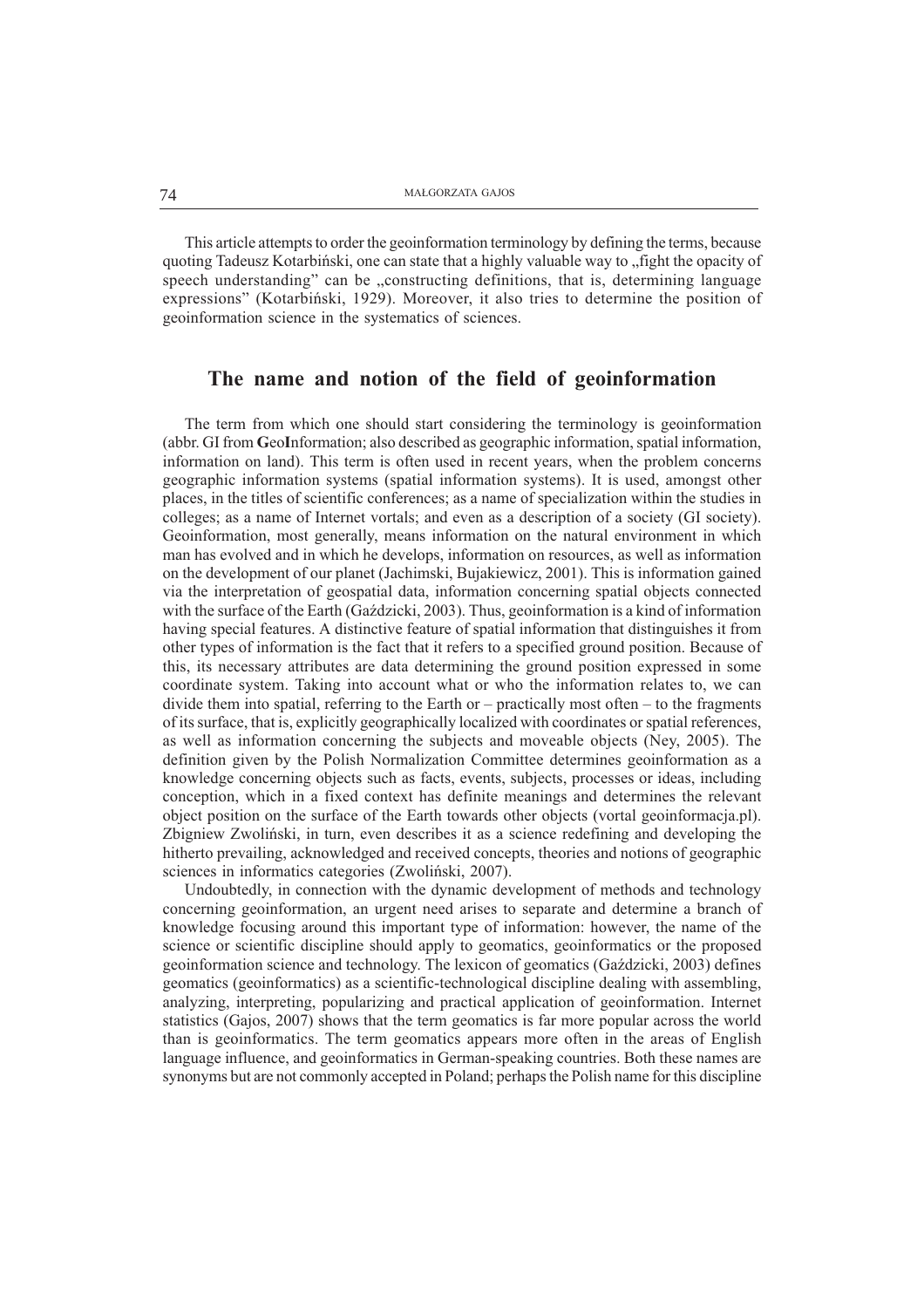This article attempts to order the geoinformation terminology by defining the terms, because quoting Tadeusz Kotarbiński, one can state that a highly valuable way to „fight the opacity of speech understanding" can be „constructing definitions, that is, determining language expressions" (Kotarbiński, 1929). Moreover, it also tries to determine the position of geoinformation science in the systematics of sciences.

## The name and notion of the field of geoinformation

The term from which one should start considering the terminology is geoinformation (abbr. GI from **G**eo**I**nformation; also described as geographic information, spatial information, information on land). This term is often used in recent years, when the problem concerns geographic information systems (spatial information systems). It is used, amongst other places, in the titles of scientific conferences; as a name of specialization within the studies in colleges; as a name of Internet vortals; and even as a description of a society (GI society). Geoinformation, most generally, means information on the natural environment in which man has evolved and in which he develops, information on resources, as well as information on the development of our planet (Jachimski, Bujakiewicz, 2001). This is information gained via the interpretation of geospatial data, information concerning spatial objects connected with the surface of the Earth (Gaździcki, 2003). Thus, geoinformation is a kind of information having special features. A distinctive feature of spatial information that distinguishes it from other types of information is the fact that it refers to a specified ground position. Because of this, its necessary attributes are data determining the ground position expressed in some coordinate system. Taking into account what or who the information relates to, we can divide them into spatial, referring to the Earth or – practically most often – to the fragments of its surface, that is, explicitly geographically localized with coordinates or spatial references, as well as information concerning the subjects and moveable objects (Ney, 2005). The definition given by the Polish Normalization Committee determines geoinformation as a knowledge concerning objects such as facts, events, subjects, processes or ideas, including conception, which in a fixed context has definite meanings and determines the relevant object position on the surface of the Earth towards other objects (vortal geoinformacja.pl). Zbigniew Zwoliński, in turn, even describes it as a science redefining and developing the hitherto prevailing, acknowledged and received concepts, theories and notions of geographic sciences in informatics categories (Zwoliński, 2007).

Undoubtedly, in connection with the dynamic development of methods and technology concerning geoinformation, an urgent need arises to separate and determine a branch of knowledge focusing around this important type of information: however, the name of the science or scientific discipline should apply to geomatics, geoinformatics or the proposed geoinformation science and technology. The lexicon of geomatics (Gaździcki, 2003) defines geomatics (geoinformatics) as a scientific-technological discipline dealing with assembling, analyzing, interpreting, popularizing and practical application of geoinformation. Internet statistics (Gajos, 2007) shows that the term geomatics is far more popular across the world than is geoinformatics. The term geomatics appears more often in the areas of English language influence, and geoinformatics in German-speaking countries. Both these names are synonyms but are not commonly accepted in Poland; perhaps the Polish name for this discipline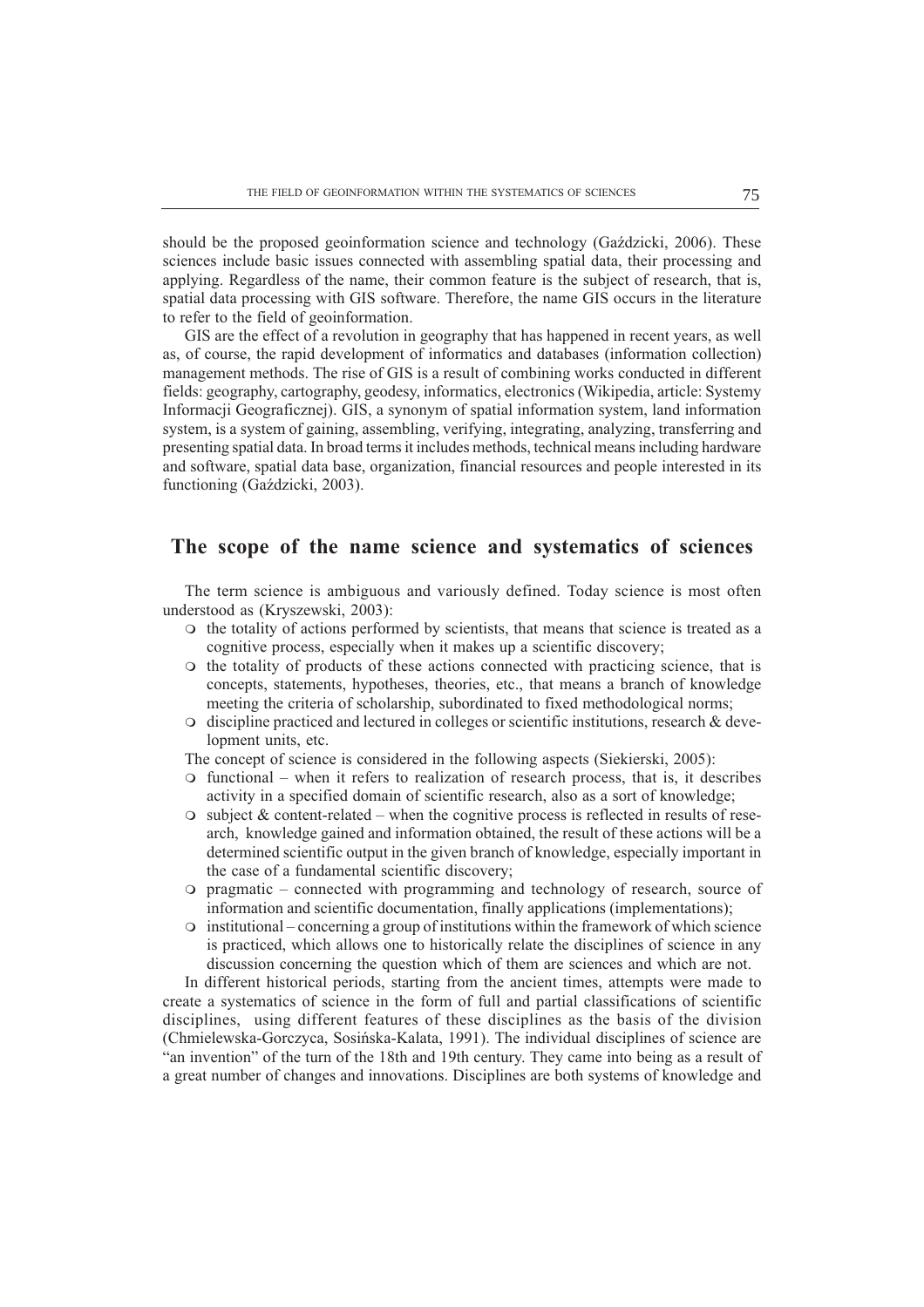should be the proposed geoinformation science and technology (Gaździcki, 2006). These sciences include basic issues connected with assembling spatial data, their processing and applying. Regardless of the name, their common feature is the subject of research, that is, spatial data processing with GIS software. Therefore, the name GIS occurs in the literature to refer to the field of geoinformation.

GIS are the effect of a revolution in geography that has happened in recent years, as well as, of course, the rapid development of informatics and databases (information collection) management methods. The rise of GIS is a result of combining works conducted in different fields: geography, cartography, geodesy, informatics, electronics (Wikipedia, article: Systemy Informacji Geograficznej). GIS, a synonym of spatial information system, land information system, is a system of gaining, assembling, verifying, integrating, analyzing, transferring and presenting spatial data. In broad terms it includes methods, technical means including hardware and software, spatial data base, organization, financial resources and people interested in its functioning (Gaździcki, 2003).

## The scope of the name science and systematics of sciences

The term science is ambiguous and variously defined. Today science is most often understood as (Kryszewski, 2003):

- the totality of actions performed by scientists, that means that science is treated as a cognitive process, especially when it makes up a scientific discovery;
- the totality of products of these actions connected with practicing science, that is concepts, statements, hypotheses, theories, etc., that means a branch of knowledge meeting the criteria of scholarship, subordinated to fixed methodological norms;
- discipline practiced and lectured in colleges or scientific institutions, research & development units, etc.

The concept of science is considered in the following aspects (Siekierski, 2005):

- functional – when it refers to realization of research process, that is, it describes activity in a specified domain of scientific research, also as a sort of knowledge;
- subject & content-related – when the cognitive process is reflected in results of research, knowledge gained and information obtained, the result of these actions will be a determined scientific output in the given branch of knowledge, especially important in the case of a fundamental scientific discovery;
- pragmatic – connected with programming and technology of research, source of information and scientific documentation, finally applications (implementations);
- institutional – concerning a group of institutions within the framework of which science is practiced, which allows one to historically relate the disciplines of science in any discussion concerning the question which of them are sciences and which are not.

In different historical periods, starting from the ancient times, attempts were made to create a systematics of science in the form of full and partial classifications of scientific disciplines, using different features of these disciplines as the basis of the division (Chmielewska-Gorczyca, Sosińska-Kalata, 1991). The individual disciplines of science are "an invention" of the turn of the 18th and 19th century. They came into being as a result of a great number of changes and innovations. Disciplines are both systems of knowledge and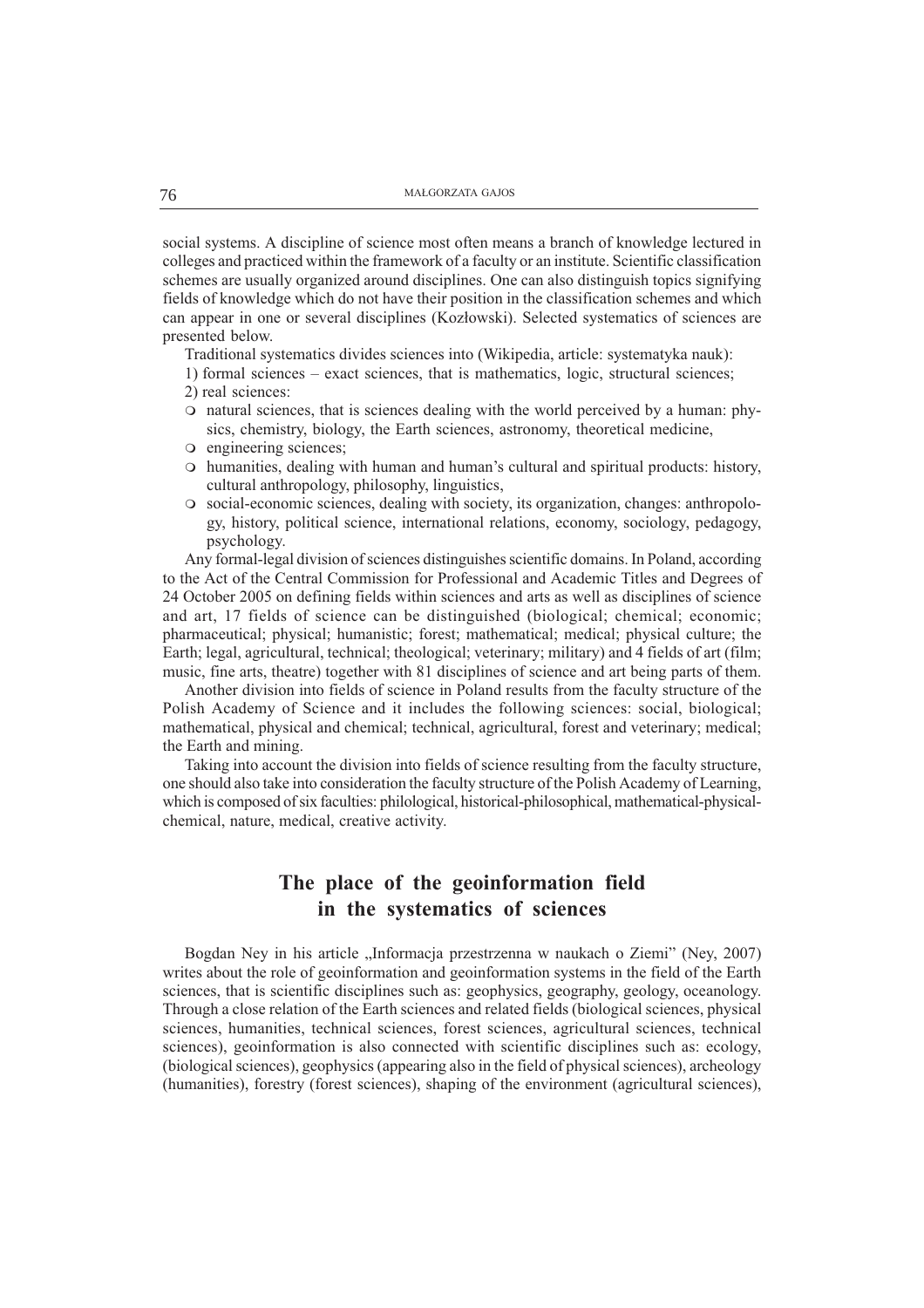social systems. A discipline of science most often means a branch of knowledge lectured in colleges and practiced within the framework of a faculty or an institute. Scientific classification schemes are usually organized around disciplines. One can also distinguish topics signifying fields of knowledge which do not have their position in the classification schemes and which can appear in one or several disciplines (Kozłowski). Selected systematics of sciences are presented below.

Traditional systematics divides sciences into (Wikipedia, article: systematyka nauk):

1) formal sciences – exact sciences, that is mathematics, logic, structural sciences;

2) real sciences:

- natural sciences, that is sciences dealing with the world perceived by a human: physics, chemistry, biology, the Earth sciences, astronomy, theoretical medicine,
- engineering sciences;
- humanities, dealing with human and human's cultural and spiritual products: history, cultural anthropology, philosophy, linguistics,
- social-economic sciences, dealing with society, its organization, changes: anthropology, history, political science, international relations, economy, sociology, pedagogy, psychology.

Any formal-legal division of sciences distinguishes scientific domains. In Poland, according to the Act of the Central Commission for Professional and Academic Titles and Degrees of 24 October 2005 on defining fields within sciences and arts as well as disciplines of science and art, 17 fields of science can be distinguished (biological; chemical; economic; pharmaceutical; physical; humanistic; forest; mathematical; medical; physical culture; the Earth; legal, agricultural, technical; theological; veterinary; military) and 4 fields of art (film; music, fine arts, theatre) together with 81 disciplines of science and art being parts of them.

Another division into fields of science in Poland results from the faculty structure of the Polish Academy of Science and it includes the following sciences: social, biological; mathematical, physical and chemical; technical, agricultural, forest and veterinary; medical; the Earth and mining.

Taking into account the division into fields of science resulting from the faculty structure, one should also take into consideration the faculty structure of the Polish Academy of Learning, which is composed of six faculties: philological, historical-philosophical, mathematical-physical-chemical, nature, medical, creative activity.

## The place of the geoinformation field in the systematics of sciences

Bogdan Ney in his article „Informacja przestrzenna w naukach o Ziemi" (Ney, 2007) writes about the role of geoinformation and geoinformation systems in the field of the Earth sciences, that is scientific disciplines such as: geophysics, geography, geology, oceanology. Through a close relation of the Earth sciences and related fields (biological sciences, physical sciences, humanities, technical sciences, forest sciences, agricultural sciences, technical sciences), geoinformation is also connected with scientific disciplines such as: ecology, (biological sciences), geophysics (appearing also in the field of physical sciences), archeology (humanities), forestry (forest sciences), shaping of the environment (agricultural sciences),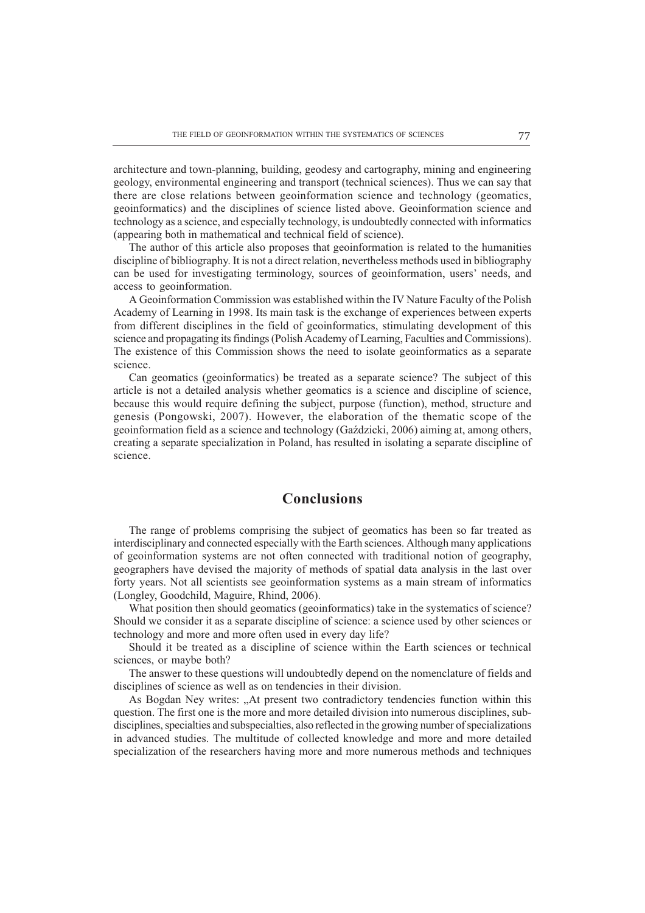architecture and town-planning, building, geodesy and cartography, mining and engineering geology, environmental engineering and transport (technical sciences). Thus we can say that there are close relations between geoinformation science and technology (geomatics, geoinformatics) and the disciplines of science listed above. Geoinformation science and technology as a science, and especially technology, is undoubtedly connected with informatics (appearing both in mathematical and technical field of science).

The author of this article also proposes that geoinformation is related to the humanities discipline of bibliography. It is not a direct relation, nevertheless methods used in bibliography can be used for investigating terminology, sources of geoinformation, users' needs, and access to geoinformation.

A Geoinformation Commission was established within the IV Nature Faculty of the Polish Academy of Learning in 1998. Its main task is the exchange of experiences between experts from different disciplines in the field of geoinformatics, stimulating development of this science and propagating its findings (Polish Academy of Learning, Faculties and Commissions). The existence of this Commission shows the need to isolate geoinformatics as a separate science.

Can geomatics (geoinformatics) be treated as a separate science? The subject of this article is not a detailed analysis whether geomatics is a science and discipline of science, because this would require defining the subject, purpose (function), method, structure and genesis (Pongowski, 2007). However, the elaboration of the thematic scope of the geoinformation field as a science and technology (Gaździcki, 2006) aiming at, among others, creating a separate specialization in Poland, has resulted in isolating a separate discipline of science.

## Conclusions

The range of problems comprising the subject of geomatics has been so far treated as interdisciplinary and connected especially with the Earth sciences. Although many applications of geoinformation systems are not often connected with traditional notion of geography, geographers have devised the majority of methods of spatial data analysis in the last over forty years. Not all scientists see geoinformation systems as a main stream of informatics (Longley, Goodchild, Maguire, Rhind, 2006).

What position then should geomatics (geoinformatics) take in the systematics of science? Should we consider it as a separate discipline of science: a science used by other sciences or technology and more and more often used in every day life?

Should it be treated as a discipline of science within the Earth sciences or technical sciences, or maybe both?

The answer to these questions will undoubtedly depend on the nomenclature of fields and disciplines of science as well as on tendencies in their division.

As Bogdan Ney writes: „At present two contradictory tendencies function within this question. The first one is the more and more detailed division into numerous disciplines, sub-disciplines, specialties and subspecialties, also reflected in the growing number of specializations in advanced studies. The multitude of collected knowledge and more and more detailed specialization of the researchers having more and more numerous methods and techniques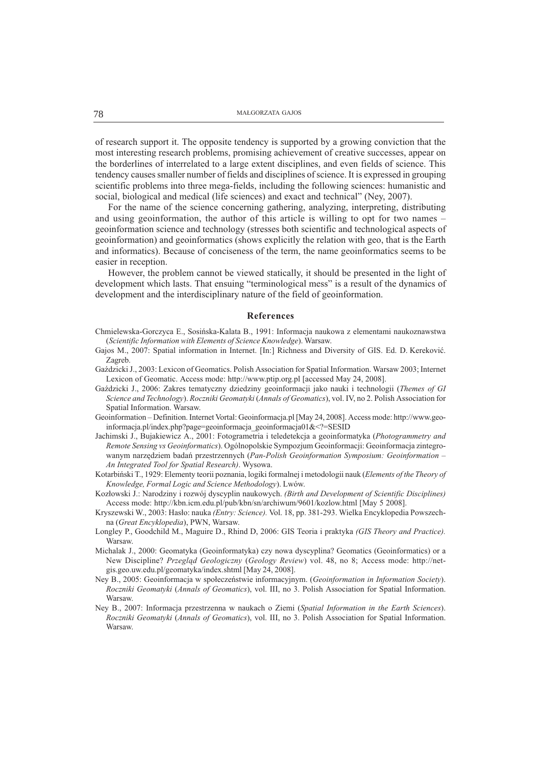of research support it. The opposite tendency is supported by a growing conviction that the most interesting research problems, promising achievement of creative successes, appear on the borderlines of interrelated to a large extent disciplines, and even fields of science. This tendency causes smaller number of fields and disciplines of science. It is expressed in grouping scientific problems into three mega-fields, including the following sciences: humanistic and social, biological and medical (life sciences) and exact and technical" (Ney, 2007).

For the name of the science concerning gathering, analyzing, interpreting, distributing and using geoinformation, the author of this article is willing to opt for two names – geoinformation science and technology (stresses both scientific and technological aspects of geoinformation) and geoinformatics (shows explicitly the relation with geo, that is the Earth and informatics). Because of conciseness of the term, the name geoinformatics seems to be easier in reception.

However, the problem cannot be viewed statically, it should be presented in the light of development which lasts. That ensuing "terminological mess" is a result of the dynamics of development and the interdisciplinary nature of the field of geoinformation.

## References

Chmielewska-Gorczyca E., Sosińska-Kalata B., 1991: Informacja naukowa z elementami naukoznawstwa (*Scientific Information with Elements of Science Knowledge*). Warsaw.

Gajos M., 2007: Spatial information in Internet. [In:] Richness and Diversity of GIS. Ed. D. Kereković. Zagreb.

Gaździcki J., 2003: Lexicon of Geomatics. Polish Association for Spatial Information. Warsaw 2003; Internet Lexicon of Geomatic. Access mode: http://www.ptip.org.pl [accessed May 24, 2008].

Gaździcki J., 2006: Zakres tematyczny dziedziny geoinformacji jako nauki i technologii (*Themes of GI Science and Technology*). *Roczniki Geomatyki* (*Annals of Geomatics*), vol. IV, no 2. Polish Association for Spatial Information. Warsaw.

Geoinformation – Definition. Internet Vortal: Geoinformacja.pl [May 24, 2008]. Access mode: http://www.geoinformacja.pl/index.php?page=geoinformacja_geoinformacja01&<?=SESID

Jachimski J., Bujakiewicz A., 2001: Fotogrametria i teledetekcja a geoinformatyka (*Photogrammetry and Remote Sensing vs Geoinformatics*). Ogólnopolskie Sympozjum Geoinformacji: Geoinformacja zintegrowanym narzędziem badań przestrzennych (*Pan-Polish Geoinformation Symposium: Geoinformation – An Integrated Tool for Spatial Research)*. Wysowa.

Kotarbiński T., 1929: Elementy teorii poznania, logiki formalnej i metodologii nauk (*Elements of the Theory of Knowledge, Formal Logic and Science Methodology*). Lwów.

Kozłowski J.: Narodziny i rozwój dyscyplin naukowych. *(Birth and Development of Scientific Disciplines)* Access mode: http://kbn.icm.edu.pl/pub/kbn/sn/archiwum/9601/kozlow.html [May 5 2008].

Kryszewski W., 2003: Hasło: nauka *(Entry: Science).* Vol. 18, pp. 381-293. Wielka Encyklopedia Powszechna (*Great Encyklopedia*), PWN, Warsaw.

Longley P., Goodchild M., Maguire D., Rhind D, 2006: GIS Teoria i praktyka *(GIS Theory and Practice).* Warsaw.

Michalak J., 2000: Geomatyka (Geoinformatyka) czy nowa dyscyplina? Geomatics (Geoinformatics) or a New Discipline? *Przegląd Geologiczny* (*Geology Review*) vol. 48, no 8; Access mode: http://netgis.geo.uw.edu.pl/geomatyka/index.shtml [May 24, 2008].

Ney B., 2005: Geoinformacja w społeczeństwie informacyjnym. (*Geoinformation in Information Society*). *Roczniki Geomatyki* (*Annals of Geomatics*), vol. III, no 3. Polish Association for Spatial Information. Warsaw.

Ney B., 2007: Informacja przestrzenna w naukach o Ziemi (*Spatial Information in the Earth Sciences*). *Roczniki Geomatyki* (*Annals of Geomatics*), vol. III, no 3. Polish Association for Spatial Information. Warsaw.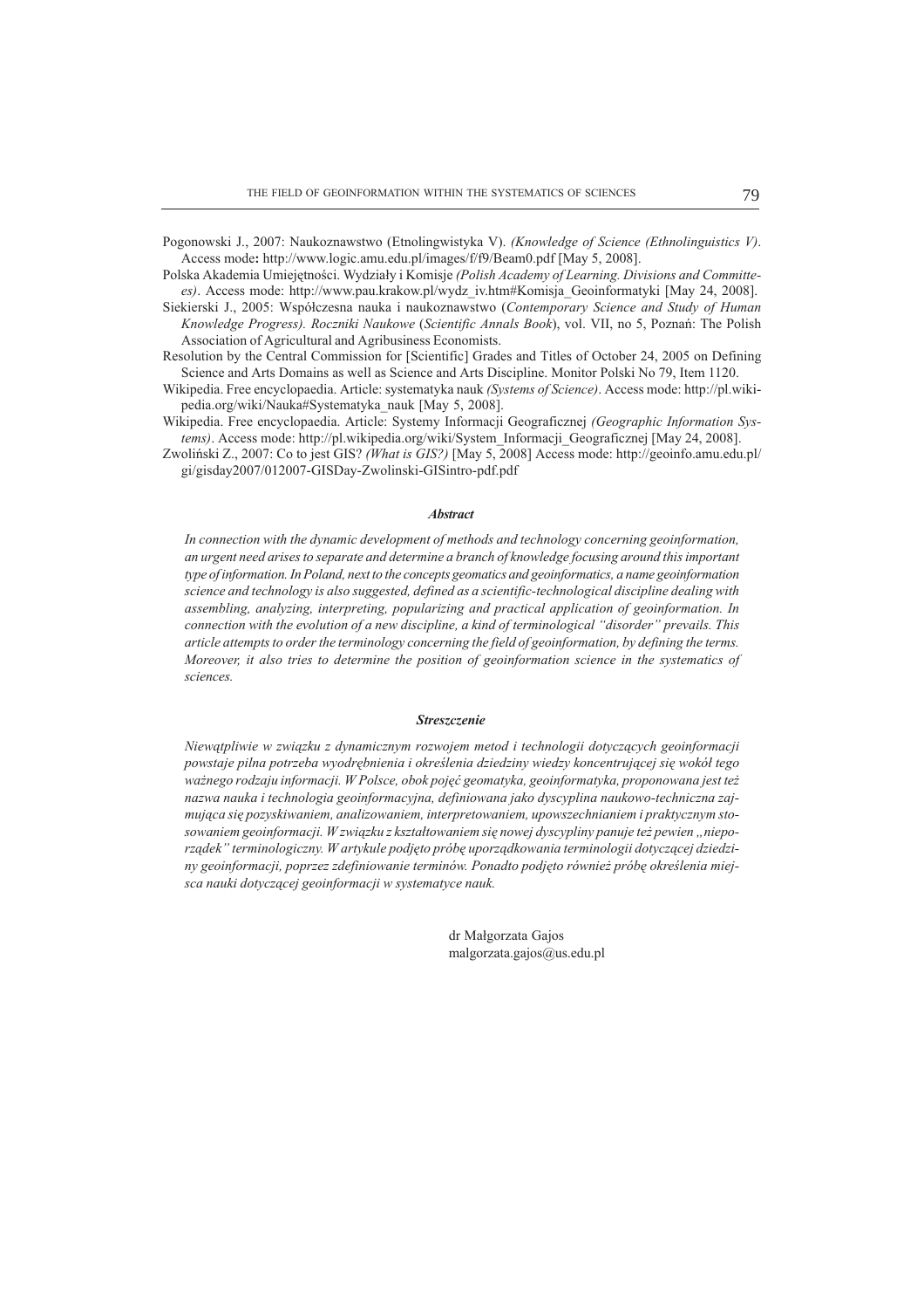Pogonowski J., 2007: Naukoznawstwo (Etnolingwistyka V). *(Knowledge of Science (Ethnolinguistics V)*. Access mode**:** http://www.logic.amu.edu.pl/images/f/f9/Beam0.pdf [May 5, 2008].

Polska Akademia Umiejętności. Wydziały i Komisje *(Polish Academy of Learning. Divisions and Committees)*. Access mode: http://www.pau.krakow.pl/wydz_iv.htm#Komisja_Geoinformatyki [May 24, 2008].

Siekierski J., 2005: Współczesna nauka i naukoznawstwo (*Contemporary Science and Study of Human Knowledge Progress). Roczniki Naukowe* (*Scientific Annals Book*), vol. VII, no 5, Poznań: The Polish Association of Agricultural and Agribusiness Economists.

Resolution by the Central Commission for [Scientific] Grades and Titles of October 24, 2005 on Defining Science and Arts Domains as well as Science and Arts Discipline. Monitor Polski No 79, Item 1120.

Wikipedia. Free encyclopaedia. Article: systematyka nauk *(Systems of Science)*. Access mode: http://pl.wikipedia.org/wiki/Nauka#Systematyka_nauk [May 5, 2008].

Wikipedia. Free encyclopaedia. Article: Systemy Informacji Geograficznej *(Geographic Information Systems)*. Access mode: http://pl.wikipedia.org/wiki/System_Informacji_Geograficznej [May 24, 2008].

Zwoliński Z., 2007: Co to jest GIS? *(What is GIS?)* [May 5, 2008] Access mode: http://geoinfo.amu.edu.pl/gi/gisday2007/012007-GISDay-Zwolinski-GISintro-pdf.pdf

### *Abstract*

*In connection with the dynamic development of methods and technology concerning geoinformation, an urgent need arises to separate and determine a branch of knowledge focusing around this important type of information. In Poland, next to the concepts geomatics and geoinformatics, a name geoinformation science and technology is also suggested, defined as a scientific-technological discipline dealing with assembling, analyzing, interpreting, popularizing and practical application of geoinformation. In connection with the evolution of a new discipline, a kind of terminological "disorder" prevails. This article attempts to order the terminology concerning the field of geoinformation, by defining the terms. Moreover, it also tries to determine the position of geoinformation science in the systematics of sciences.*

### *Streszczenie*

*Niewątpliwie w związku z dynamicznym rozwojem metod i technologii dotyczących geoinformacji powstaje pilna potrzeba wyodrębnienia i określenia dziedziny wiedzy koncentrującej się wokół tego ważnego rodzaju informacji. W Polsce, obok pojęć geomatyka, geoinformatyka, proponowana jest też nazwa nauka i technologia geoinformacyjna, definiowana jako dyscyplina naukowo-techniczna zajmująca się pozyskiwaniem, analizowaniem, interpretowaniem, upowszechnianiem i praktycznym stosowaniem geoinformacji. W związku z kształtowaniem się nowej dyscypliny panuje też pewien „nieporządek" terminologiczny. W artykule podjęto próbę uporządkowania terminologii dotyczącej dziedziny geoinformacji, poprzez zdefiniowanie terminów. Ponadto podjęto również próbę określenia miejsca nauki dotyczącej geoinformacji w systematyce nauk.*

dr Małgorzata Gajos
malgorzata.gajos@us.edu.pl